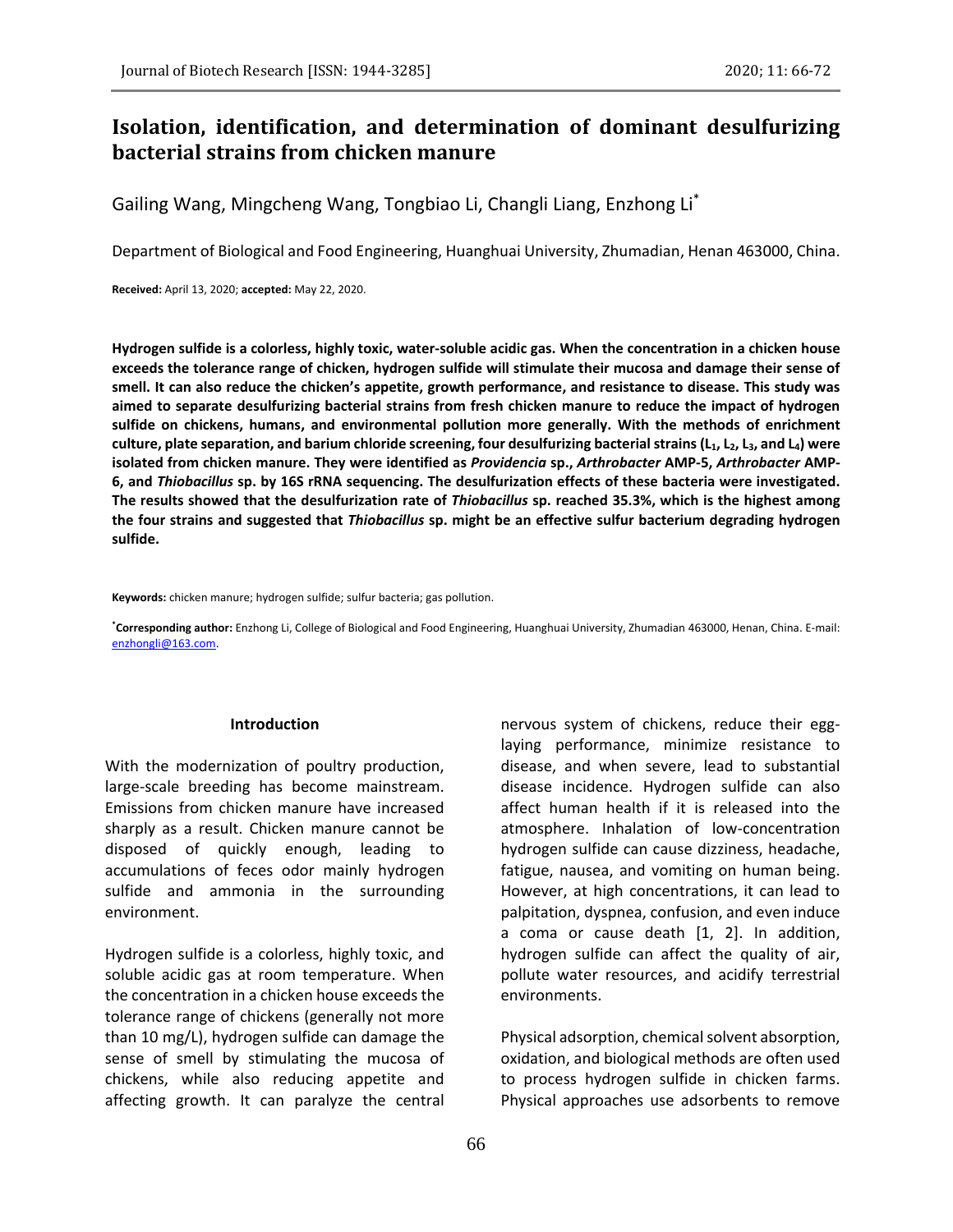# Isolation, identification, and determination of dominant desulfurizing bacterial strains from chicken manure

Gailing Wang, Mingcheng Wang, Tongbiao Li, Changli Liang, Enzhong Li[*]

Department of Biological and Food Engineering, Huanghuai University, Zhumadian, Henan 463000, China.

**Received:** April 13, 2020; **accepted:** May 22, 2020.

**Hydrogen sulfide is a colorless, highly toxic, water-soluble acidic gas. When the concentration in a chicken house exceeds the tolerance range of chicken, hydrogen sulfide will stimulate their mucosa and damage their sense of smell. It can also reduce the chicken's appetite, growth performance, and resistance to disease. This study was aimed to separate desulfurizing bacterial strains from fresh chicken manure to reduce the impact of hydrogen sulfide on chickens, humans, and environmental pollution more generally. With the methods of enrichment culture, plate separation, and barium chloride screening, four desulfurizing bacterial strains ($L_1$, $L_2$, $L_3$, and $L_4$) were isolated from chicken manure. They were identified as *Providencia* sp., *Arthrobacter* AMP-5, *Arthrobacter* AMP-6, and *Thiobacillus* sp. by 16S rRNA sequencing. The desulfurization effects of these bacteria were investigated. The results showed that the desulfurization rate of *Thiobacillus* sp. reached 35.3%, which is the highest among the four strains and suggested that *Thiobacillus* sp. might be an effective sulfur bacterium degrading hydrogen sulfide.**

**Keywords:** chicken manure; hydrogen sulfide; sulfur bacteria; gas pollution.

[*]**Corresponding author:** Enzhong Li, College of Biological and Food Engineering, Huanghuai University, Zhumadian 463000, Henan, China. E-mail: enzhongli@163.com.

## Introduction

With the modernization of poultry production, large-scale breeding has become mainstream. Emissions from chicken manure have increased sharply as a result. Chicken manure cannot be disposed of quickly enough, leading to accumulations of feces odor mainly hydrogen sulfide and ammonia in the surrounding environment.

Hydrogen sulfide is a colorless, highly toxic, and soluble acidic gas at room temperature. When the concentration in a chicken house exceeds the tolerance range of chickens (generally not more than 10 mg/L), hydrogen sulfide can damage the sense of smell by stimulating the mucosa of chickens, while also reducing appetite and affecting growth. It can paralyze the central nervous system of chickens, reduce their egg-laying performance, minimize resistance to disease, and when severe, lead to substantial disease incidence. Hydrogen sulfide can also affect human health if it is released into the atmosphere. Inhalation of low-concentration hydrogen sulfide can cause dizziness, headache, fatigue, nausea, and vomiting on human being. However, at high concentrations, it can lead to palpitation, dyspnea, confusion, and even induce a coma or cause death [1, 2]. In addition, hydrogen sulfide can affect the quality of air, pollute water resources, and acidify terrestrial environments.

Physical adsorption, chemical solvent absorption, oxidation, and biological methods are often used to process hydrogen sulfide in chicken farms. Physical approaches use adsorbents to remove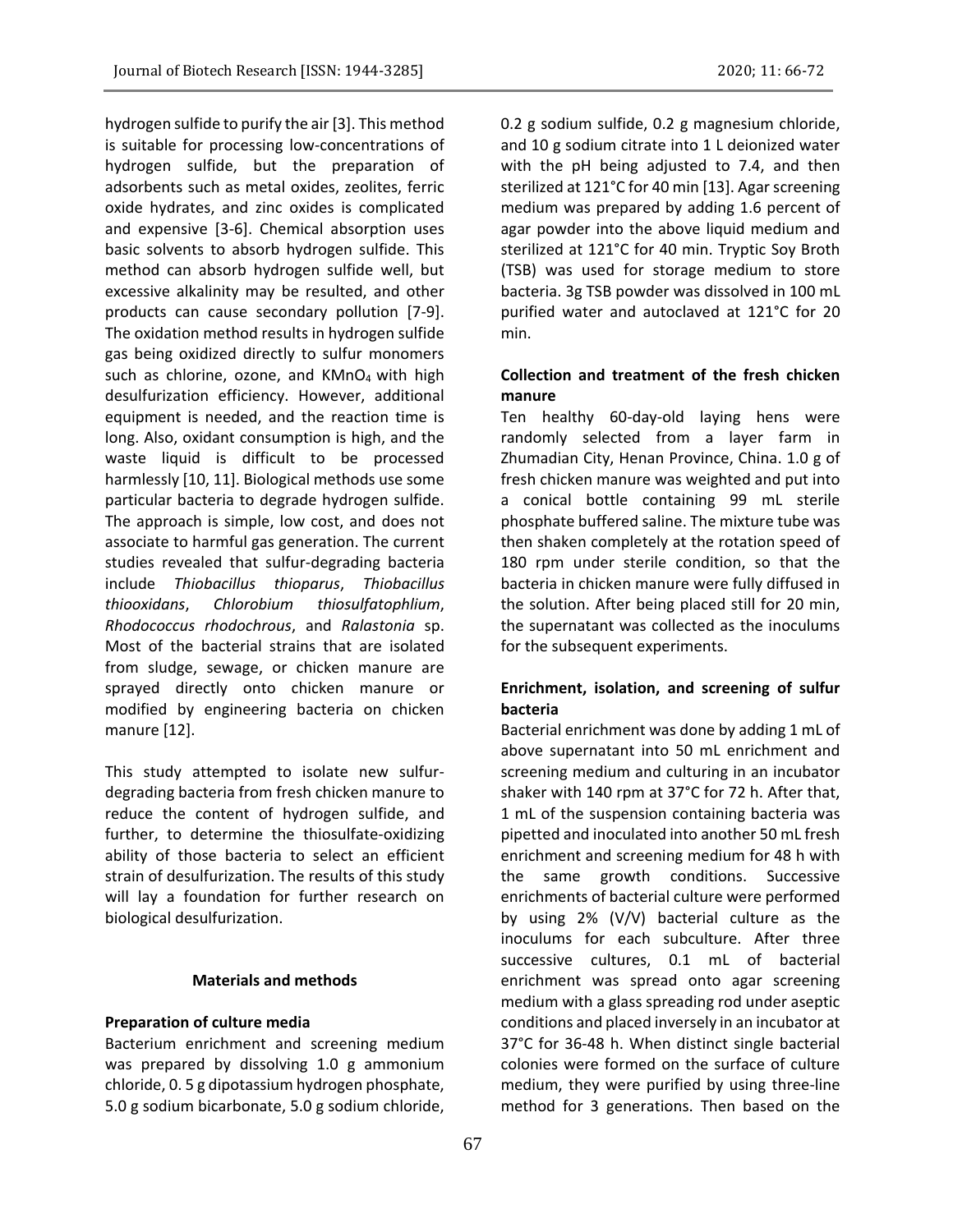hydrogen sulfide to purify the air [3]. This method is suitable for processing low-concentrations of hydrogen sulfide, but the preparation of adsorbents such as metal oxides, zeolites, ferric oxide hydrates, and zinc oxides is complicated and expensive [3-6]. Chemical absorption uses basic solvents to absorb hydrogen sulfide. This method can absorb hydrogen sulfide well, but excessive alkalinity may be resulted, and other products can cause secondary pollution [7-9]. The oxidation method results in hydrogen sulfide gas being oxidized directly to sulfur monomers such as chlorine, ozone, and $KMnO_4$ with high desulfurization efficiency. However, additional equipment is needed, and the reaction time is long. Also, oxidant consumption is high, and the waste liquid is difficult to be processed harmlessly [10, 11]. Biological methods use some particular bacteria to degrade hydrogen sulfide. The approach is simple, low cost, and does not associate to harmful gas generation. The current studies revealed that sulfur-degrading bacteria include *Thiobacillus thioparus*, *Thiobacillus thiooxidans*, *Chlorobium thiosulfatophlium*, *Rhodococcus rhodochrous*, and *Ralastonia* sp. Most of the bacterial strains that are isolated from sludge, sewage, or chicken manure are sprayed directly onto chicken manure or modified by engineering bacteria on chicken manure [12].

This study attempted to isolate new sulfur-degrading bacteria from fresh chicken manure to reduce the content of hydrogen sulfide, and further, to determine the thiosulfate-oxidizing ability of those bacteria to select an efficient strain of desulfurization. The results of this study will lay a foundation for further research on biological desulfurization.

## Materials and methods

### Preparation of culture media

Bacterium enrichment and screening medium was prepared by dissolving 1.0 g ammonium chloride, 0. 5 g dipotassium hydrogen phosphate, 5.0 g sodium bicarbonate, 5.0 g sodium chloride, 0.2 g sodium sulfide, 0.2 g magnesium chloride, and 10 g sodium citrate into 1 L deionized water with the pH being adjusted to 7.4, and then sterilized at 121°C for 40 min [13]. Agar screening medium was prepared by adding 1.6 percent of agar powder into the above liquid medium and sterilized at 121°C for 40 min. Tryptic Soy Broth (TSB) was used for storage medium to store bacteria. 3g TSB powder was dissolved in 100 mL purified water and autoclaved at 121°C for 20 min.

### Collection and treatment of the fresh chicken manure

Ten healthy 60-day-old laying hens were randomly selected from a layer farm in Zhumadian City, Henan Province, China. 1.0 g of fresh chicken manure was weighted and put into a conical bottle containing 99 mL sterile phosphate buffered saline. The mixture tube was then shaken completely at the rotation speed of 180 rpm under sterile condition, so that the bacteria in chicken manure were fully diffused in the solution. After being placed still for 20 min, the supernatant was collected as the inoculums for the subsequent experiments.

### Enrichment, isolation, and screening of sulfur bacteria

Bacterial enrichment was done by adding 1 mL of above supernatant into 50 mL enrichment and screening medium and culturing in an incubator shaker with 140 rpm at 37°C for 72 h. After that, 1 mL of the suspension containing bacteria was pipetted and inoculated into another 50 mL fresh enrichment and screening medium for 48 h with the same growth conditions. Successive enrichments of bacterial culture were performed by using 2% (V/V) bacterial culture as the inoculums for each subculture. After three successive cultures, 0.1 mL of bacterial enrichment was spread onto agar screening medium with a glass spreading rod under aseptic conditions and placed inversely in an incubator at 37°C for 36-48 h. When distinct single bacterial colonies were formed on the surface of culture medium, they were purified by using three-line method for 3 generations. Then based on the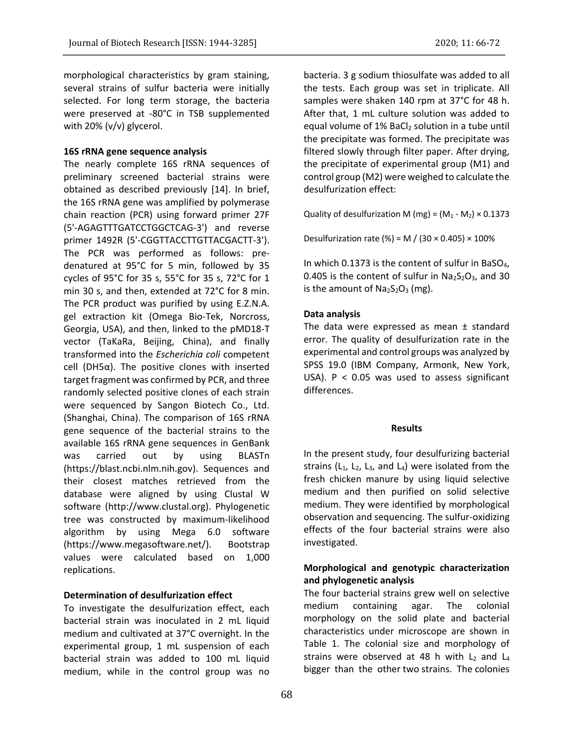morphological characteristics by gram staining, several strains of sulfur bacteria were initially selected. For long term storage, the bacteria were preserved at -80°C in TSB supplemented with 20% (v/v) glycerol.

### 16S rRNA gene sequence analysis

The nearly complete 16S rRNA sequences of preliminary screened bacterial strains were obtained as described previously [14]. In brief, the 16S rRNA gene was amplified by polymerase chain reaction (PCR) using forward primer 27F (5'-AGAGTTTGATCCTGGCTCAG-3') and reverse primer 1492R (5'-CGGTTACCTTGTTACGACTT-3'). The PCR was performed as follows: pre-denatured at 95°C for 5 min, followed by 35 cycles of 95°C for 35 s, 55°C for 35 s, 72°C for 1 min 30 s, and then, extended at 72°C for 8 min. The PCR product was purified by using E.Z.N.A. gel extraction kit (Omega Bio-Tek, Norcross, Georgia, USA), and then, linked to the pMD18-T vector (TaKaRa, Beijing, China), and finally transformed into the *Escherichia coli* competent cell (DH5α). The positive clones with inserted target fragment was confirmed by PCR, and three randomly selected positive clones of each strain were sequenced by Sangon Biotech Co., Ltd. (Shanghai, China). The comparison of 16S rRNA gene sequence of the bacterial strains to the available 16S rRNA gene sequences in GenBank was carried out by using BLASTn (https://blast.ncbi.nlm.nih.gov). Sequences and their closest matches retrieved from the database were aligned by using Clustal W software (http://www.clustal.org). Phylogenetic tree was constructed by maximum-likelihood algorithm by using Mega 6.0 software (https://www.megasoftware.net/). Bootstrap values were calculated based on 1,000 replications.

### Determination of desulfurization effect

To investigate the desulfurization effect, each bacterial strain was inoculated in 2 mL liquid medium and cultivated at 37°C overnight. In the experimental group, 1 mL suspension of each bacterial strain was added to 100 mL liquid medium, while in the control group was no bacteria. 3 g sodium thiosulfate was added to all the tests. Each group was set in triplicate. All samples were shaken 140 rpm at 37°C for 48 h. After that, 1 mL culture solution was added to equal volume of 1% $BaCl_2$ solution in a tube until the precipitate was formed. The precipitate was filtered slowly through filter paper. After drying, the precipitate of experimental group (M1) and control group (M2) were weighed to calculate the desulfurization effect:

$$\text{Quality of desulfurization } M \text{ (mg)} = (M_1 - M_2) \times 0.1373$$

$$\text{Desulfurization rate (\%)} = M / (30 \times 0.405) \times 100\%$$

In which 0.1373 is the content of sulfur in $BaSO_4$, 0.405 is the content of sulfur in $Na_2S_2O_3$, and 30 is the amount of $Na_2S_2O_3$ (mg).

### Data analysis

The data were expressed as mean ± standard error. The quality of desulfurization rate in the experimental and control groups was analyzed by SPSS 19.0 (IBM Company, Armonk, New York, USA). $P < 0.05$ was used to assess significant differences.

## Results

In the present study, four desulfurizing bacterial strains ($L_1$, $L_2$, $L_3$, and $L_4$) were isolated from the fresh chicken manure by using liquid selective medium and then purified on solid selective medium. They were identified by morphological observation and sequencing. The sulfur-oxidizing effects of the four bacterial strains were also investigated.

### Morphological and genotypic characterization and phylogenetic analysis

The four bacterial strains grew well on selective medium containing agar. The colonial morphology on the solid plate and bacterial characteristics under microscope are shown in Table 1. The colonial size and morphology of strains were observed at 48 h with $L_2$ and $L_4$ bigger than the other two strains. The colonies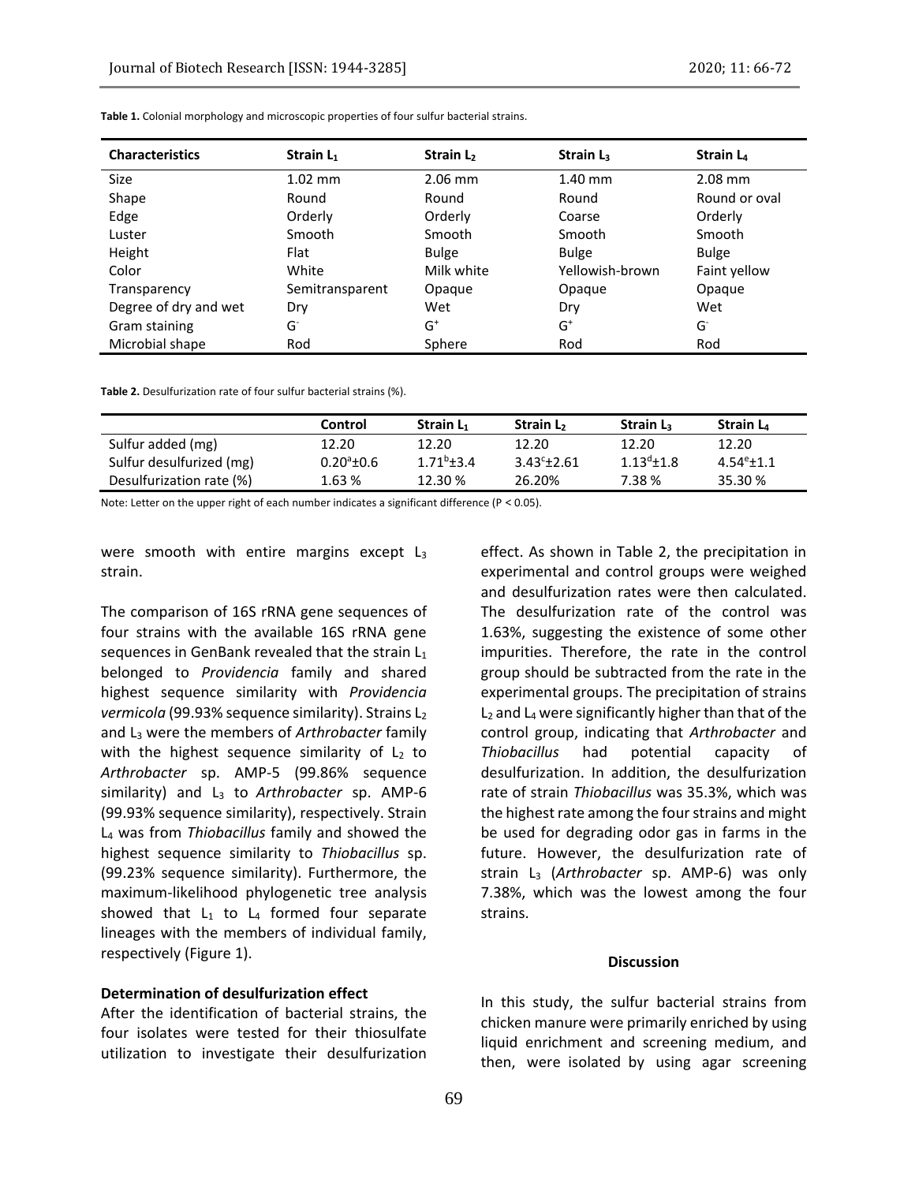**Table 1.** Colonial morphology and microscopic properties of four sulfur bacterial strains.

| Characteristics | Strain $L_1$ | Strain $L_2$ | Strain $L_3$ | Strain $L_4$ |
|---|---|---|---|---|
| Size | 1.02 mm | 2.06 mm | 1.40 mm | 2.08 mm |
| Shape | Round | Round | Round | Round or oval |
| Edge | Orderly | Orderly | Coarse | Orderly |
| Luster | Smooth | Smooth | Smooth | Smooth |
| Height | Flat | Bulge | Bulge | Bulge |
| Color | White | Milk white | Yellowish-brown | Faint yellow |
| Transparency | Semitransparent | Opaque | Opaque | Opaque |
| Degree of dry and wet | Dry | Wet | Dry | Wet |
| Gram staining | $G^-$ | $G^+$ | $G^+$ | $G^-$ |
| Microbial shape | Rod | Sphere | Rod | Rod |

**Table 2.** Desulfurization rate of four sulfur bacterial strains (%).

| | Control | Strain $L_1$ | Strain $L_2$ | Strain $L_3$ | Strain $L_4$ |
|---|---|---|---|---|---|
| Sulfur added (mg) | 12.20 | 12.20 | 12.20 | 12.20 | 12.20 |
| Sulfur desulfurized (mg) | $0.20^a$±0.6 | $1.71^b$±3.4 | $3.43^c$±2.61 | $1.13^d$±1.8 | $4.54^e$±1.1 |
| Desulfurization rate (%) | 1.63 % | 12.30 % | 26.20% | 7.38 % | 35.30 % |

Note: Letter on the upper right of each number indicates a significant difference ($P < 0.05$).

were smooth with entire margins except $L_3$ strain.

The comparison of 16S rRNA gene sequences of four strains with the available 16S rRNA gene sequences in GenBank revealed that the strain $L_1$ belonged to *Providencia* family and shared highest sequence similarity with *Providencia vermicola* (99.93% sequence similarity). Strains $L_2$ and $L_3$ were the members of *Arthrobacter* family with the highest sequence similarity of $L_2$ to *Arthrobacter* sp. AMP-5 (99.86% sequence similarity) and $L_3$ to *Arthrobacter* sp. AMP-6 (99.93% sequence similarity), respectively. Strain $L_4$ was from *Thiobacillus* family and showed the highest sequence similarity to *Thiobacillus* sp. (99.23% sequence similarity). Furthermore, the maximum-likelihood phylogenetic tree analysis showed that $L_1$ to $L_4$ formed four separate lineages with the members of individual family, respectively (Figure 1).

**Determination of desulfurization effect**

After the identification of bacterial strains, the four isolates were tested for their thiosulfate utilization to investigate their desulfurization effect. As shown in Table 2, the precipitation in experimental and control groups were weighed and desulfurization rates were then calculated. The desulfurization rate of the control was 1.63%, suggesting the existence of some other impurities. Therefore, the rate in the control group should be subtracted from the rate in the experimental groups. The precipitation of strains $L_2$ and $L_4$ were significantly higher than that of the control group, indicating that *Arthrobacter* and *Thiobacillus* had potential capacity of desulfurization. In addition, the desulfurization rate of strain *Thiobacillus* was 35.3%, which was the highest rate among the four strains and might be used for degrading odor gas in farms in the future. However, the desulfurization rate of strain $L_3$ (*Arthrobacter* sp. AMP-6) was only 7.38%, which was the lowest among the four strains.

## Discussion

In this study, the sulfur bacterial strains from chicken manure were primarily enriched by using liquid enrichment and screening medium, and then, were isolated by using agar screening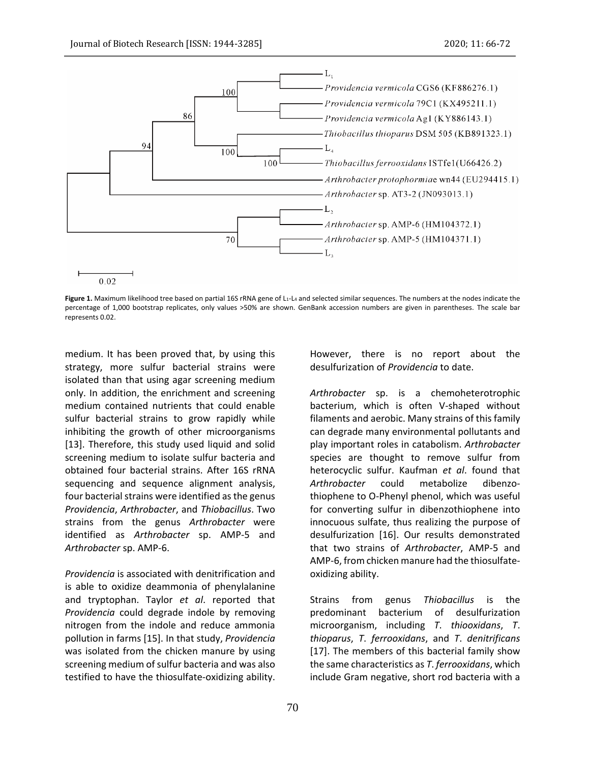**Figure 1.** Maximum likelihood tree based on partial 16S rRNA gene of $L_1$-$L_4$ and selected similar sequences. The numbers at the nodes indicate the percentage of 1,000 bootstrap replicates, only values >50% are shown. GenBank accession numbers are given in parentheses. The scale bar represents 0.02.

medium. It has been proved that, by using this strategy, more sulfur bacterial strains were isolated than that using agar screening medium only. In addition, the enrichment and screening medium contained nutrients that could enable sulfur bacterial strains to grow rapidly while inhibiting the growth of other microorganisms [13]. Therefore, this study used liquid and solid screening medium to isolate sulfur bacteria and obtained four bacterial strains. After 16S rRNA sequencing and sequence alignment analysis, four bacterial strains were identified as the genus *Providencia*, *Arthrobacter*, and *Thiobacillus*. Two strains from the genus *Arthrobacter* were identified as *Arthrobacter* sp. AMP-5 and *Arthrobacter* sp. AMP-6.

*Providencia* is associated with denitrification and is able to oxidize deammonia of phenylalanine and tryptophan. Taylor *et al*. reported that *Providencia* could degrade indole by removing nitrogen from the indole and reduce ammonia pollution in farms [15]. In that study, *Providencia* was isolated from the chicken manure by using screening medium of sulfur bacteria and was also testified to have the thiosulfate-oxidizing ability. However, there is no report about the desulfurization of *Providencia* to date.

*Arthrobacter* sp. is a chemoheterotrophic bacterium, which is often V-shaped without filaments and aerobic. Many strains of this family can degrade many environmental pollutants and play important roles in catabolism. *Arthrobacter* species are thought to remove sulfur from heterocyclic sulfur. Kaufman *et al*. found that *Arthrobacter* could metabolize dibenzo-thiophene to O-Phenyl phenol, which was useful for converting sulfur in dibenzothiophene into innocuous sulfate, thus realizing the purpose of desulfurization [16]. Our results demonstrated that two strains of *Arthrobacter*, AMP-5 and AMP-6, from chicken manure had the thiosulfate-oxidizing ability.

Strains from genus *Thiobacillus* is the predominant bacterium of desulfurization microorganism, including *T. thiooxidans*, *T. thioparus*, *T. ferrooxidans*, and *T. denitrificans* [17]. The members of this bacterial family show the same characteristics as *T. ferrooxidans*, which include Gram negative, short rod bacteria with a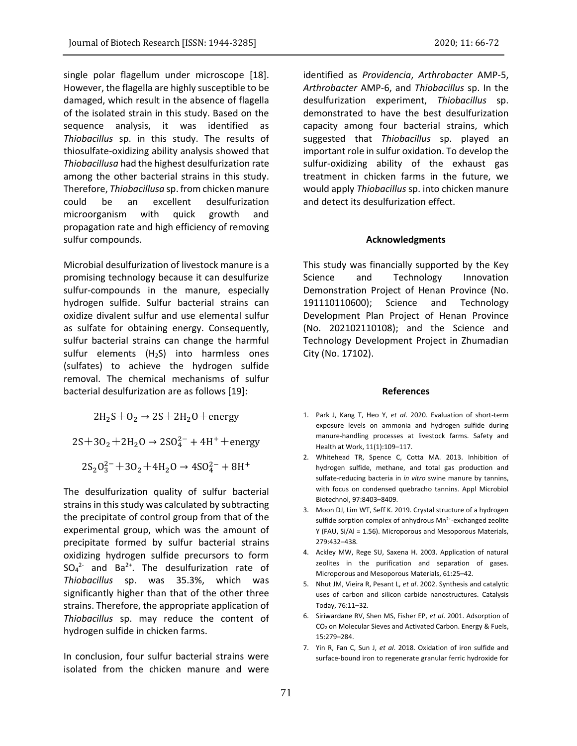single polar flagellum under microscope [18]. However, the flagella are highly susceptible to be damaged, which result in the absence of flagella of the isolated strain in this study. Based on the sequence analysis, it was identified as *Thiobacillus* sp. in this study. The results of thiosulfate-oxidizing ability analysis showed that *Thiobacillusa* had the highest desulfurization rate among the other bacterial strains in this study. Therefore, *Thiobacillusa* sp. from chicken manure could be an excellent desulfurization microorganism with quick growth and propagation rate and high efficiency of removing sulfur compounds.

Microbial desulfurization of livestock manure is a promising technology because it can desulfurize sulfur-compounds in the manure, especially hydrogen sulfide. Sulfur bacterial strains can oxidize divalent sulfur and use elemental sulfur as sulfate for obtaining energy. Consequently, sulfur bacterial strains can change the harmful sulfur elements ($H_2S$) into harmless ones (sulfates) to achieve the hydrogen sulfide removal. The chemical mechanisms of sulfur bacterial desulfurization are as follows [19]:

$$2H_2S + O_2 \rightarrow 2S + 2H_2O + \text{energy}$$

$$2S + 3O_2 + 2H_2O \rightarrow 2SO_4^{2-} + 4H^+ + \text{energy}$$

$$2S_2O_3^{2-} + 3O_2 + 4H_2O \rightarrow 4SO_4^{2-} + 8H^+$$

The desulfurization quality of sulfur bacterial strains in this study was calculated by subtracting the precipitate of control group from that of the experimental group, which was the amount of precipitate formed by sulfur bacterial strains oxidizing hydrogen sulfide precursors to form $SO_4^{2-}$ and $Ba^{2+}$. The desulfurization rate of *Thiobacillus* sp. was 35.3%, which was significantly higher than that of the other three strains. Therefore, the appropriate application of *Thiobacillus* sp. may reduce the content of hydrogen sulfide in chicken farms.

In conclusion, four sulfur bacterial strains were isolated from the chicken manure and were identified as *Providencia*, *Arthrobacter* AMP-5, *Arthrobacter* AMP-6, and *Thiobacillus* sp. In the desulfurization experiment, *Thiobacillus* sp. demonstrated to have the best desulfurization capacity among four bacterial strains, which suggested that *Thiobacillus* sp. played an important role in sulfur oxidation. To develop the sulfur-oxidizing ability of the exhaust gas treatment in chicken farms in the future, we would apply *Thiobacillus* sp. into chicken manure and detect its desulfurization effect.

## Acknowledgments

This study was financially supported by the Key Science and Technology Innovation Demonstration Project of Henan Province (No. 191110110600); Science and Technology Development Plan Project of Henan Province (No. 202102110108); and the Science and Technology Development Project in Zhumadian City (No. 17102).

## References

1. Park J, Kang T, Heo Y, *et al*. 2020. Evaluation of short-term exposure levels on ammonia and hydrogen sulfide during manure-handling processes at livestock farms. Safety and Health at Work, 11(1):109–117.
2. Whitehead TR, Spence C, Cotta MA. 2013. Inhibition of hydrogen sulfide, methane, and total gas production and sulfate-reducing bacteria in *in vitro* swine manure by tannins, with focus on condensed quebracho tannins. Appl Microbiol Biotechnol, 97:8403–8409.
3. Moon DJ, Lim WT, Seff K. 2019. Crystal structure of a hydrogen sulfide sorption complex of anhydrous $Mn^{2+}$-exchanged zeolite Y (FAU, Si/Al = 1.56). Microporous and Mesoporous Materials, 279:432–438.
4. Ackley MW, Rege SU, Saxena H. 2003. Application of natural zeolites in the purification and separation of gases. Microporous and Mesoporous Materials, 61:25–42.
5. Nhut JM, Vieira R, Pesant L, *et al*. 2002. Synthesis and catalytic uses of carbon and silicon carbide nanostructures. Catalysis Today, 76:11–32.
6. Siriwardane RV, Shen MS, Fisher EP, *et al*. 2001. Adsorption of $CO_2$ on Molecular Sieves and Activated Carbon. Energy & Fuels, 15:279–284.
7. Yin R, Fan C, Sun J, *et al*. 2018. Oxidation of iron sulfide and surface-bound iron to regenerate granular ferric hydroxide for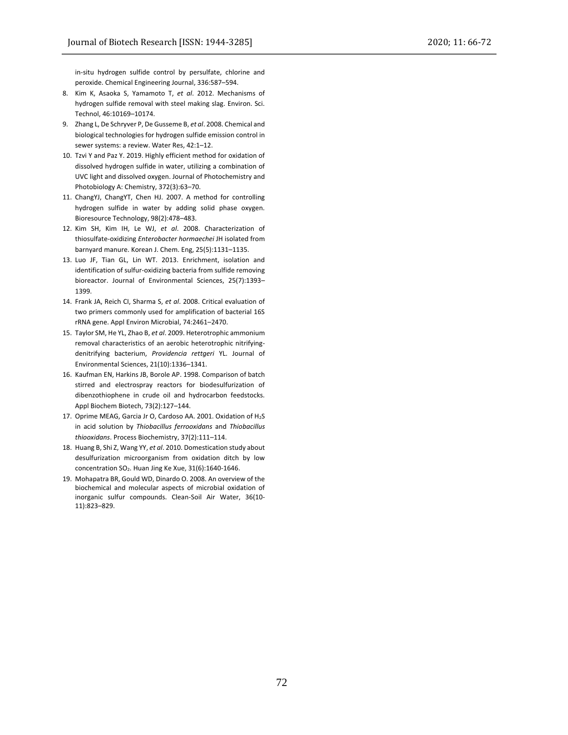in-situ hydrogen sulfide control by persulfate, chlorine and peroxide. Chemical Engineering Journal, 336:587–594.

8. Kim K, Asaoka S, Yamamoto T, *et al*. 2012. Mechanisms of hydrogen sulfide removal with steel making slag. Environ. Sci. Technol, 46:10169–10174.
9. Zhang L, De Schryver P, De Gusseme B, *et al*. 2008. Chemical and biological technologies for hydrogen sulfide emission control in sewer systems: a review. Water Res, 42:1–12.
10. Tzvi Y and Paz Y. 2019. Highly efficient method for oxidation of dissolved hydrogen sulfide in water, utilizing a combination of UVC light and dissolved oxygen. Journal of Photochemistry and Photobiology A: Chemistry, 372(3):63–70.
11. ChangYJ, ChangYT, Chen HJ. 2007. A method for controlling hydrogen sulfide in water by adding solid phase oxygen. Bioresource Technology, 98(2):478–483.
12. Kim SH, Kim IH, Le WJ, *et al*. 2008. Characterization of thiosulfate-oxidizing *Enterobacter hormaechei* JH isolated from barnyard manure. Korean J. Chem. Eng, 25(5):1131–1135.
13. Luo JF, Tian GL, Lin WT. 2013. Enrichment, isolation and identification of sulfur-oxidizing bacteria from sulfide removing bioreactor. Journal of Environmental Sciences, 25(7):1393–1399.
14. Frank JA, Reich CI, Sharma S, *et al*. 2008. Critical evaluation of two primers commonly used for amplification of bacterial 16S rRNA gene. Appl Environ Microbial, 74:2461–2470.
15. Taylor SM, He YL, Zhao B, *et al*. 2009. Heterotrophic ammonium removal characteristics of an aerobic heterotrophic nitrifying-denitrifying bacterium, *Providencia rettgeri* YL. Journal of Environmental Sciences, 21(10):1336–1341.
16. Kaufman EN, Harkins JB, Borole AP. 1998. Comparison of batch stirred and electrospray reactors for biodesulfurization of dibenzothiophene in crude oil and hydrocarbon feedstocks. Appl Biochem Biotech, 73(2):127–144.
17. Oprime MEAG, Garcia Jr O, Cardoso AA. 2001. Oxidation of $H_2S$ in acid solution by *Thiobacillus ferrooxidans* and *Thiobacillus thiooxidans*. Process Biochemistry, 37(2):111–114.
18. Huang B, Shi Z, Wang YY, *et al*. 2010. Domestication study about desulfurization microorganism from oxidation ditch by low concentration $SO_2$. Huan Jing Ke Xue, 31(6):1640-1646.
19. Mohapatra BR, Gould WD, Dinardo O. 2008. An overview of the biochemical and molecular aspects of microbial oxidation of inorganic sulfur compounds. Clean-Soil Air Water, 36(10-11):823–829.